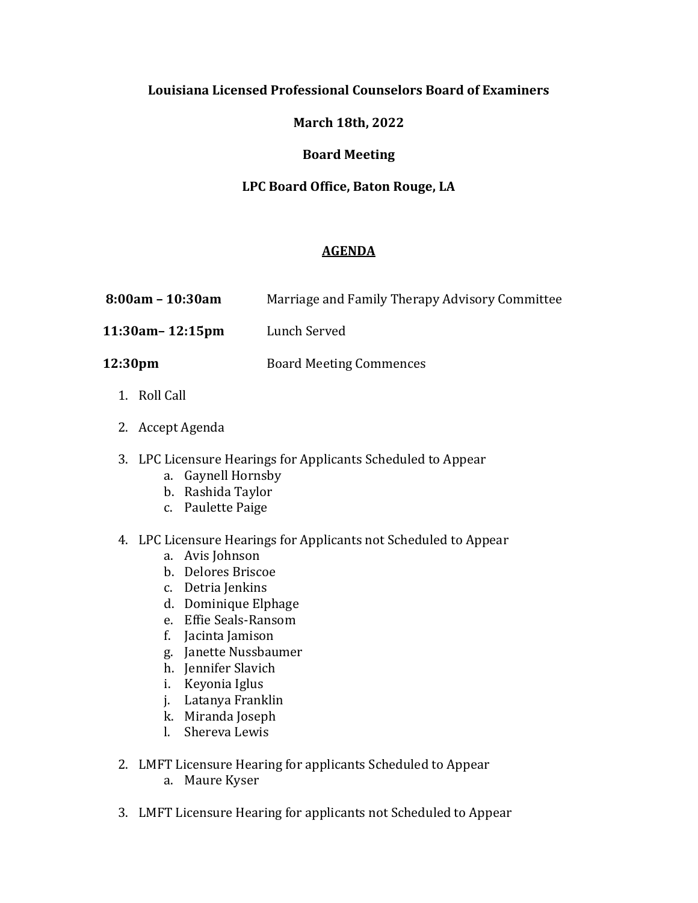**Louisiana Licensed Professional Counselors Board of Examiners**

**March 18th, 2022**

**Board Meeting**

**LPC Board Office, Baton Rouge, LA**

**AGENDA**

**8:00am – 10:30am** Marriage and Family Therapy Advisory Committee

**11:30am– 12:15pm** Lunch Served

**12:30pm** Board Meeting Commences

1. Roll Call
2. Accept Agenda
3. LPC Licensure Hearings for Applicants Scheduled to Appear
   a. Gaynell Hornsby
   b. Rashida Taylor
   c. Paulette Paige
4. LPC Licensure Hearings for Applicants not Scheduled to Appear
   a. Avis Johnson
   b. Delores Briscoe
   c. Detria Jenkins
   d. Dominique Elphage
   e. Effie Seals-Ransom
   f. Jacinta Jamison
   g. Janette Nussbaumer
   h. Jennifer Slavich
   i. Keyonia Iglus
   j. Latanya Franklin
   k. Miranda Joseph
   l. Shereva Lewis

2. LMFT Licensure Hearing for applicants Scheduled to Appear
   a. Maure Kyser

3. LMFT Licensure Hearing for applicants not Scheduled to Appear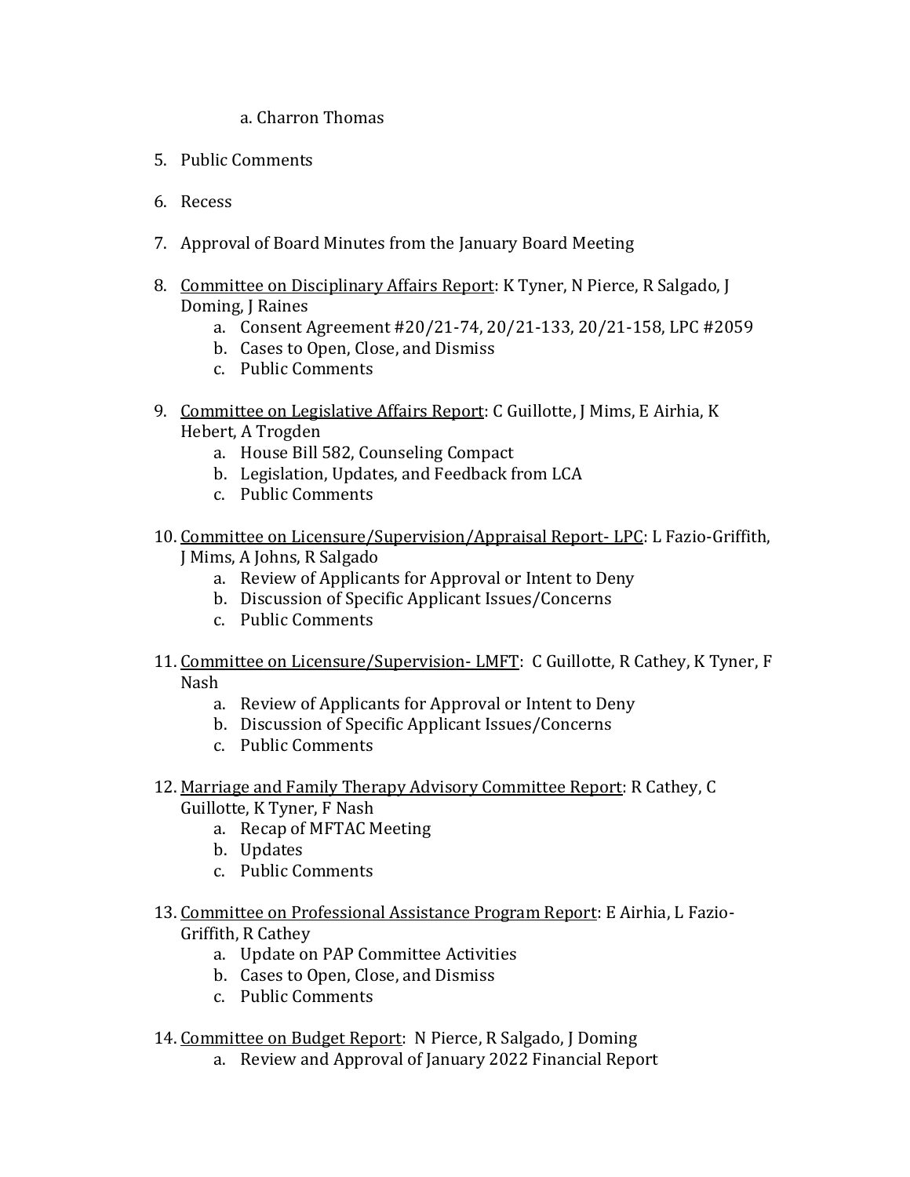a. Charron Thomas

5. Public Comments

6. Recess

7. Approval of Board Minutes from the January Board Meeting

8. <u>Committee on Disciplinary Affairs Report</u>: K Tyner, N Pierce, R Salgado, J Doming, J Raines
    a. Consent Agreement #20/21-74, 20/21-133, 20/21-158, LPC #2059
    b. Cases to Open, Close, and Dismiss
    c. Public Comments

9. <u>Committee on Legislative Affairs Report</u>: C Guillotte, J Mims, E Airhia, K Hebert, A Trogden
    a. House Bill 582, Counseling Compact
    b. Legislation, Updates, and Feedback from LCA
    c. Public Comments

10. <u>Committee on Licensure/Supervision/Appraisal Report- LPC</u>: L Fazio-Griffith, J Mims, A Johns, R Salgado
    a. Review of Applicants for Approval or Intent to Deny
    b. Discussion of Specific Applicant Issues/Concerns
    c. Public Comments

11. <u>Committee on Licensure/Supervision- LMFT</u>: C Guillotte, R Cathey, K Tyner, F Nash
    a. Review of Applicants for Approval or Intent to Deny
    b. Discussion of Specific Applicant Issues/Concerns
    c. Public Comments

12. <u>Marriage and Family Therapy Advisory Committee Report</u>: R Cathey, C Guillotte, K Tyner, F Nash
    a. Recap of MFTAC Meeting
    b. Updates
    c. Public Comments

13. <u>Committee on Professional Assistance Program Report</u>: E Airhia, L Fazio-Griffith, R Cathey
    a. Update on PAP Committee Activities
    b. Cases to Open, Close, and Dismiss
    c. Public Comments

14. <u>Committee on Budget Report</u>: N Pierce, R Salgado, J Doming
    a. Review and Approval of January 2022 Financial Report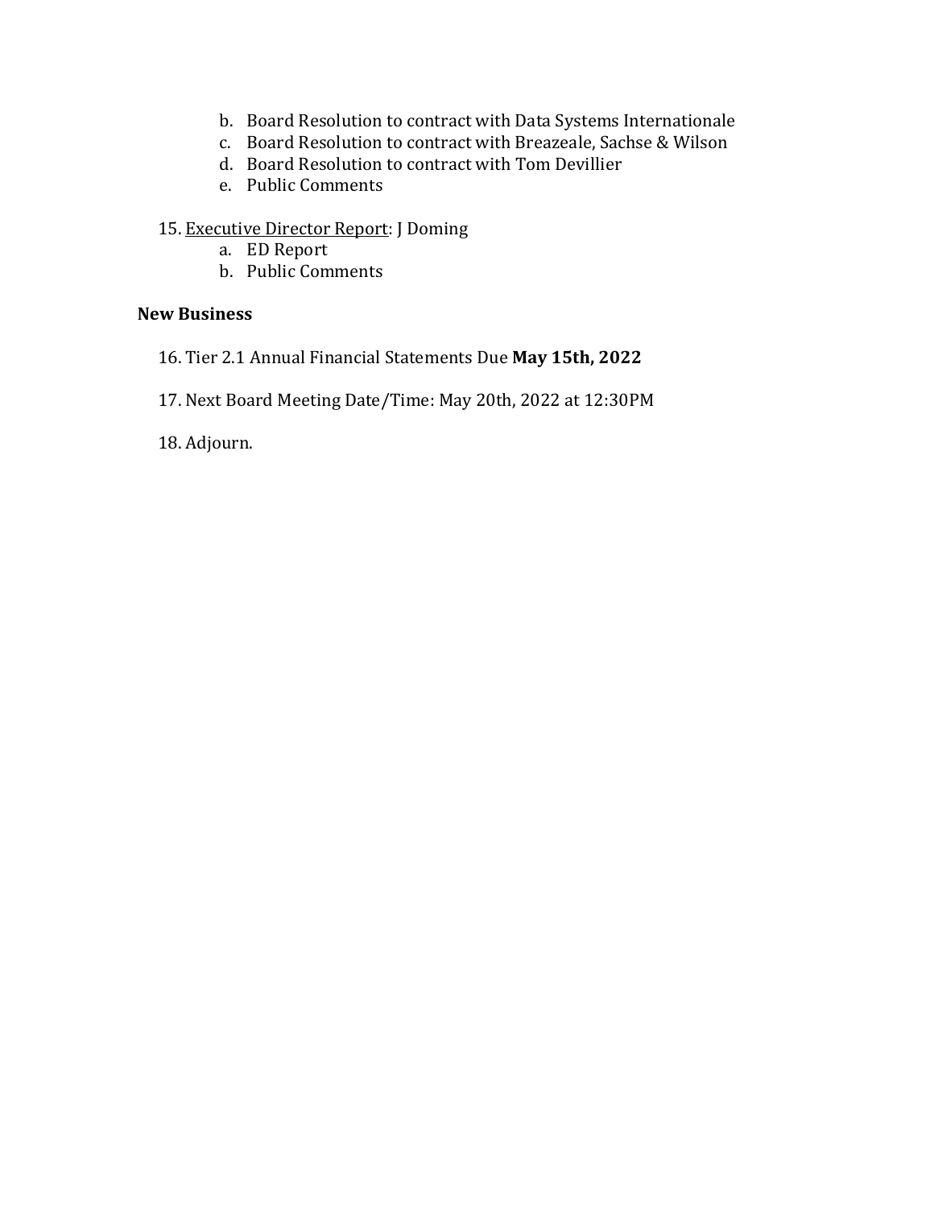b. Board Resolution to contract with Data Systems Internationale
   c. Board Resolution to contract with Breazeale, Sachse & Wilson
   d. Board Resolution to contract with Tom Devillier
   e. Public Comments

15. <u>Executive Director Report</u>: J Doming
   a. ED Report
   b. Public Comments

**New Business**

16. Tier 2.1 Annual Financial Statements Due **May 15th, 2022**

17. Next Board Meeting Date/Time: May 20th, 2022 at 12:30PM

18. Adjourn.